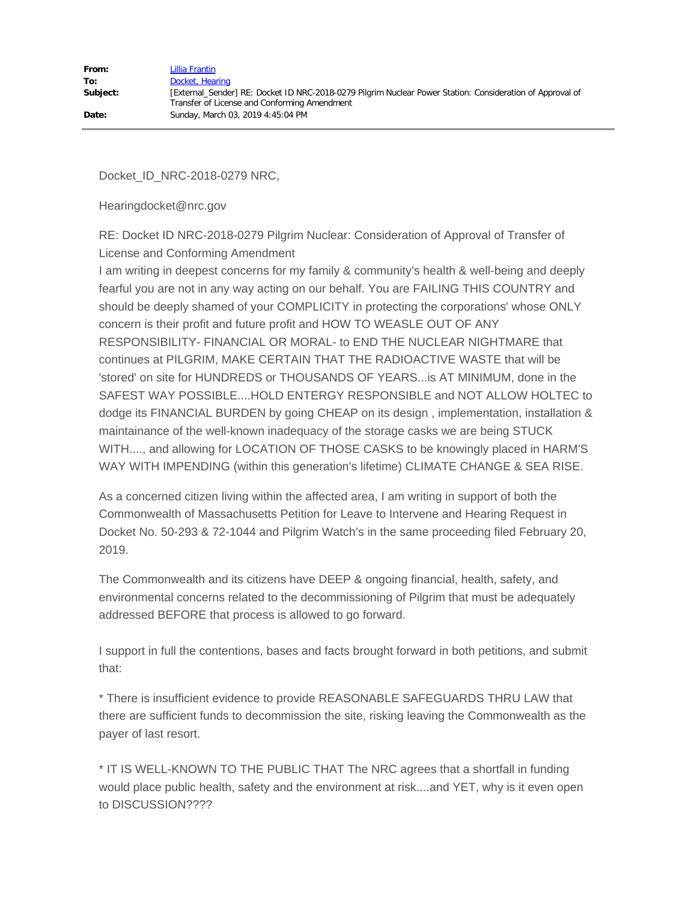| | |
|---|---|
| **From:** | Lillia Frantin |
| **To:** | Docket, Hearing |
| **Subject:** | [External_Sender] RE: Docket ID NRC-2018-0279 Pilgrim Nuclear Power Station: Consideration of Approval of Transfer of License and Conforming Amendment |
| **Date:** | Sunday, March 03, 2019 4:45:04 PM |

Docket_ID_NRC-2018-0279 NRC,

Hearingdocket@nrc.gov

RE: Docket ID NRC-2018-0279 Pilgrim Nuclear: Consideration of Approval of Transfer of License and Conforming Amendment

I am writing in deepest concerns for my family & community's health & well-being and deeply fearful you are not in any way acting on our behalf. You are FAILING THIS COUNTRY and should be deeply shamed of your COMPLICITY in protecting the corporations' whose ONLY concern is their profit and future profit and HOW TO WEASLE OUT OF ANY RESPONSIBILITY- FINANCIAL OR MORAL- to END THE NUCLEAR NIGHTMARE that continues at PILGRIM, MAKE CERTAIN THAT THE RADIOACTIVE WASTE that will be 'stored' on site for HUNDREDS or THOUSANDS OF YEARS...is AT MINIMUM, done in the SAFEST WAY POSSIBLE....HOLD ENTERGY RESPONSIBLE and NOT ALLOW HOLTEC to dodge its FINANCIAL BURDEN by going CHEAP on its design , implementation, installation & maintainance of the well-known inadequacy of the storage casks we are being STUCK WITH...., and allowing for LOCATION OF THOSE CASKS to be knowingly placed in HARM'S WAY WITH IMPENDING (within this generation's lifetime) CLIMATE CHANGE & SEA RISE.

As a concerned citizen living within the affected area, I am writing in support of both the Commonwealth of Massachusetts Petition for Leave to Intervene and Hearing Request in Docket No. 50-293 & 72-1044 and Pilgrim Watch's in the same proceeding filed February 20, 2019.

The Commonwealth and its citizens have DEEP & ongoing financial, health, safety, and environmental concerns related to the decommissioning of Pilgrim that must be adequately addressed BEFORE that process is allowed to go forward.

I support in full the contentions, bases and facts brought forward in both petitions, and submit that:

* There is insufficient evidence to provide REASONABLE SAFEGUARDS THRU LAW that there are sufficient funds to decommission the site, risking leaving the Commonwealth as the payer of last resort.

* IT IS WELL-KNOWN TO THE PUBLIC THAT The NRC agrees that a shortfall in funding would place public health, safety and the environment at risk....and YET, why is it even open to DISCUSSION????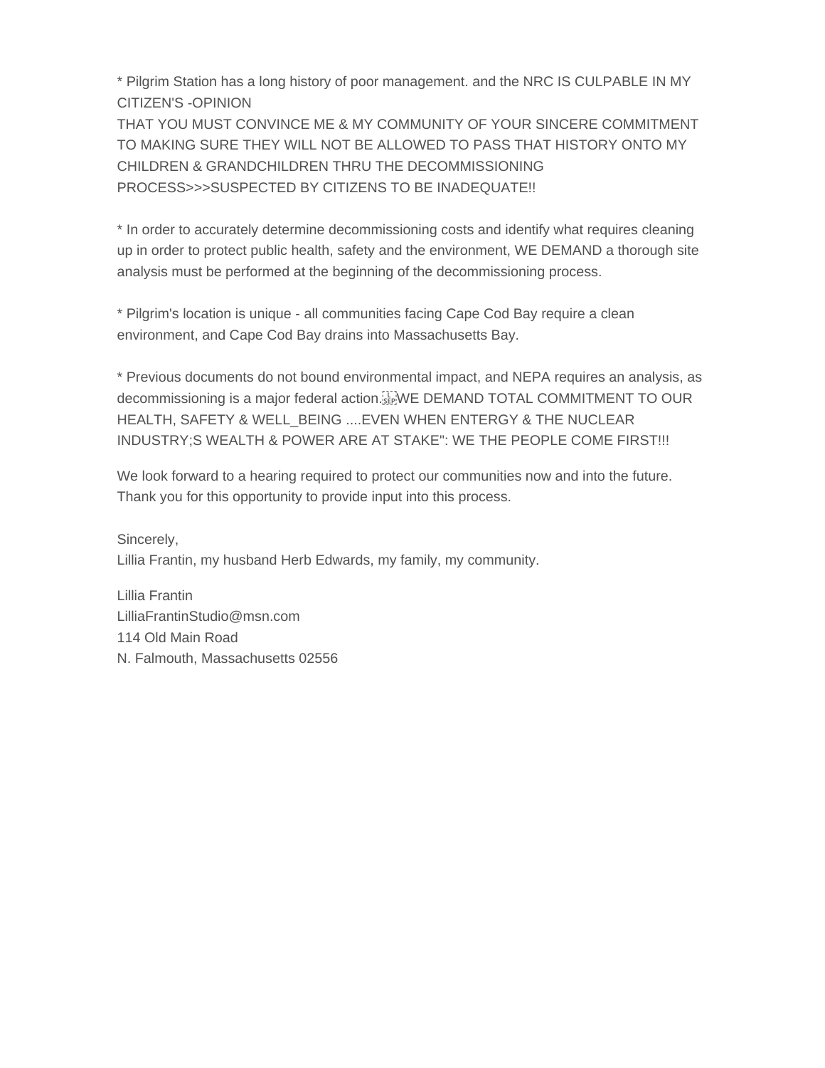* Pilgrim Station has a long history of poor management. and the NRC IS CULPABLE IN MY CITIZEN'S -OPINION
THAT YOU MUST CONVINCE ME & MY COMMUNITY OF YOUR SINCERE COMMITMENT TO MAKING SURE THEY WILL NOT BE ALLOWED TO PASS THAT HISTORY ONTO MY CHILDREN & GRANDCHILDREN THRU THE DECOMMISSIONING PROCESS>>>SUSPECTED BY CITIZENS TO BE INADEQUATE!!

* In order to accurately determine decommissioning costs and identify what requires cleaning up in order to protect public health, safety and the environment, WE DEMAND a thorough site analysis must be performed at the beginning of the decommissioning process.

* Pilgrim's location is unique - all communities facing Cape Cod Bay require a clean environment, and Cape Cod Bay drains into Massachusetts Bay.

* Previous documents do not bound environmental impact, and NEPA requires an analysis, as decommissioning is a major federal action. WE DEMAND TOTAL COMMITMENT TO OUR HEALTH, SAFETY & WELL_BEING ....EVEN WHEN ENTERGY & THE NUCLEAR INDUSTRY;S WEALTH & POWER ARE AT STAKE": WE THE PEOPLE COME FIRST!!!

We look forward to a hearing required to protect our communities now and into the future. Thank you for this opportunity to provide input into this process.

Sincerely,
Lillia Frantin, my husband Herb Edwards, my family, my community.

Lillia Frantin
LilliaFrantinStudio@msn.com
114 Old Main Road
N. Falmouth, Massachusetts 02556